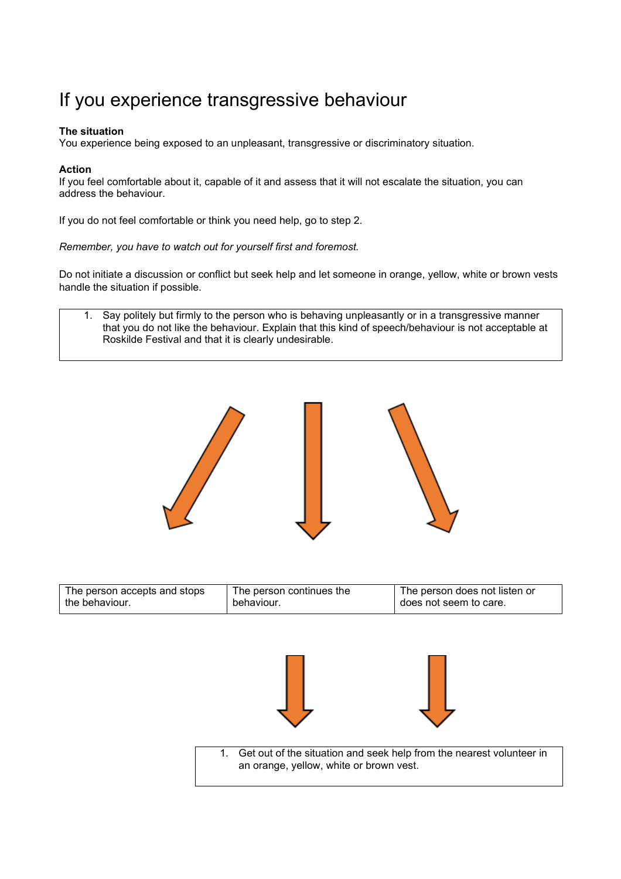# If you experience transgressive behaviour

**The situation**
You experience being exposed to an unpleasant, transgressive or discriminatory situation.

**Action**
If you feel comfortable about it, capable of it and assess that it will not escalate the situation, you can address the behaviour.

If you do not feel comfortable or think you need help, go to step 2.

*Remember, you have to watch out for yourself first and foremost.*

Do not initiate a discussion or conflict but seek help and let someone in orange, yellow, white or brown vests handle the situation if possible.

1. Say politely but firmly to the person who is behaving unpleasantly or in a transgressive manner that you do not like the behaviour. Explain that this kind of speech/behaviour is not acceptable at Roskilde Festival and that it is clearly undesirable.

| The person accepts and stops the behaviour. | The person continues the behaviour. | The person does not listen or does not seem to care. |
|---|---|---|

1. Get out of the situation and seek help from the nearest volunteer in an orange, yellow, white or brown vest.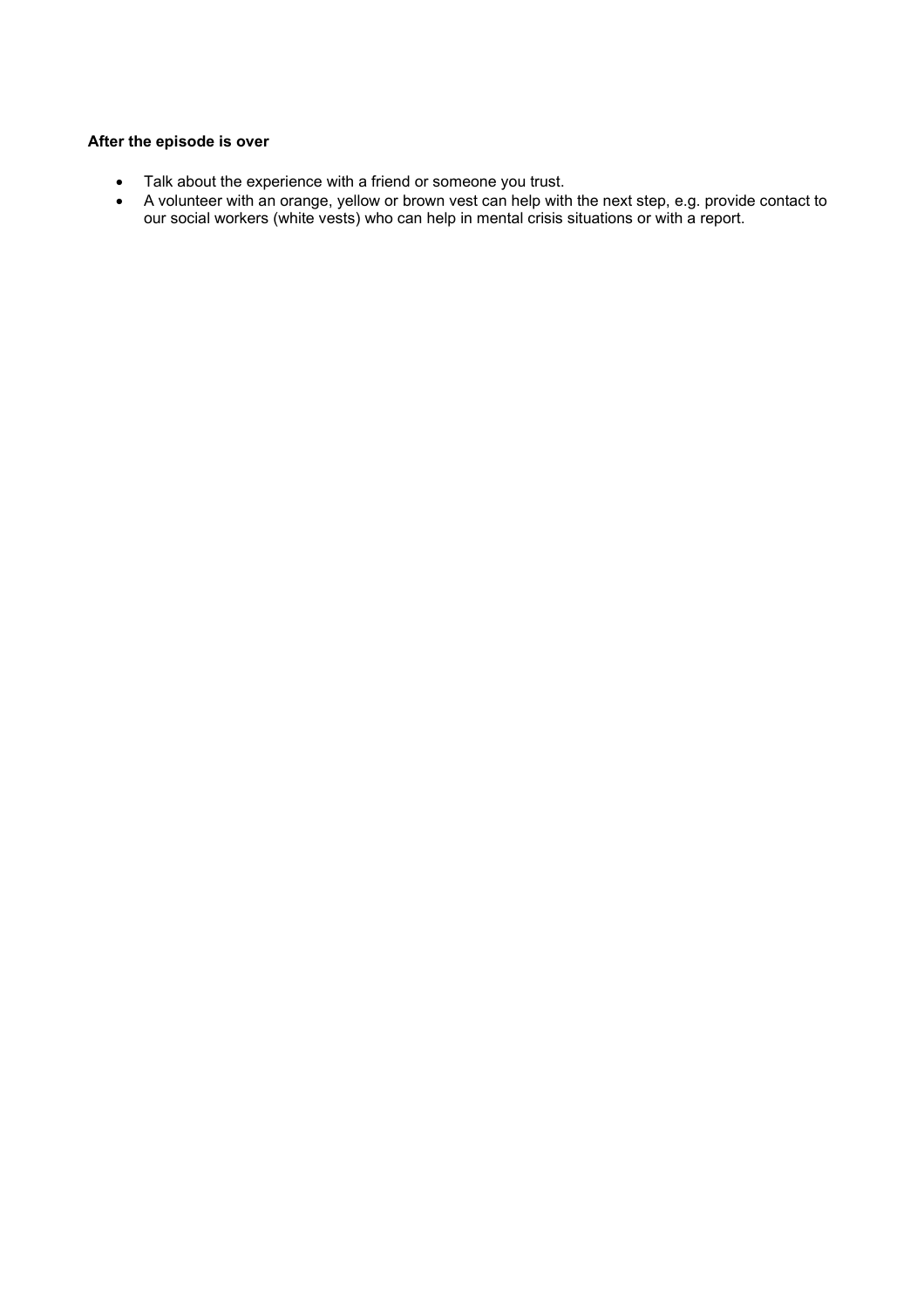**After the episode is over**

- Talk about the experience with a friend or someone you trust.
- A volunteer with an orange, yellow or brown vest can help with the next step, e.g. provide contact to our social workers (white vests) who can help in mental crisis situations or with a report.